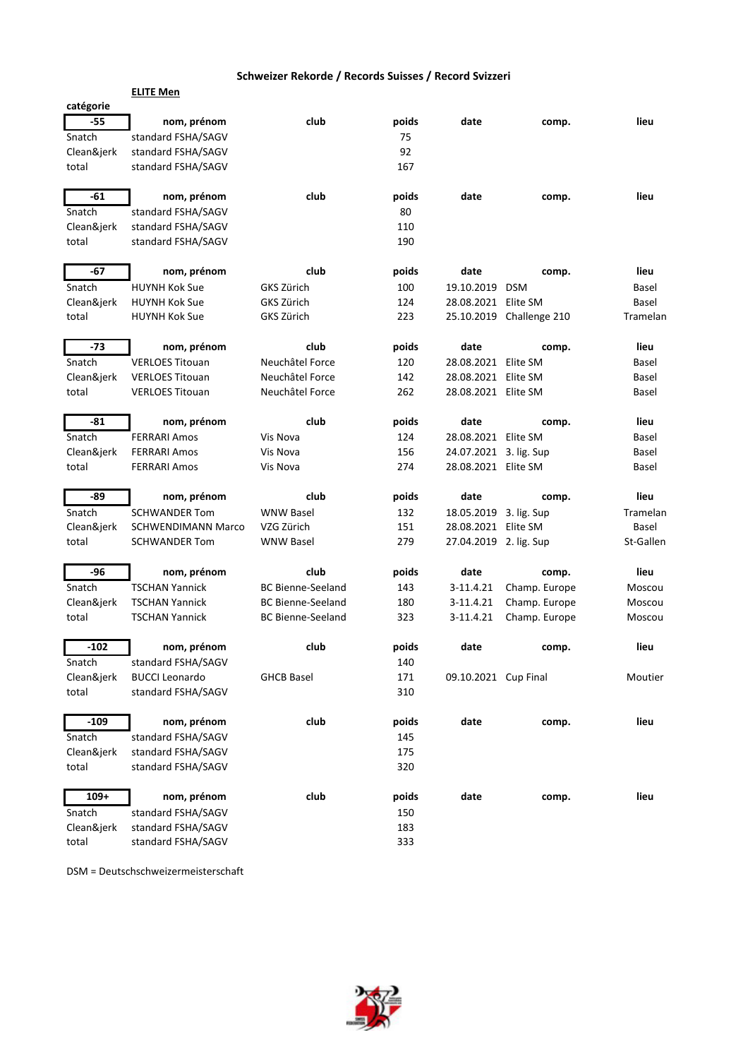# Schweizer Rekorde / Records Suisses / Record Svizzeri

**ELITE Men**

**catégorie**

| -55 | nom, prénom | club | poids | date | comp. | lieu |
|---|---|---|---|---|---|---|
| Snatch | standard FSHA/SAGV | | 75 | | | |
| Clean&jerk | standard FSHA/SAGV | | 92 | | | |
| total | standard FSHA/SAGV | | 167 | | | |

| -61 | nom, prénom | club | poids | date | comp. | lieu |
|---|---|---|---|---|---|---|
| Snatch | standard FSHA/SAGV | | 80 | | | |
| Clean&jerk | standard FSHA/SAGV | | 110 | | | |
| total | standard FSHA/SAGV | | 190 | | | |

| -67 | nom, prénom | club | poids | date | comp. | lieu |
|---|---|---|---|---|---|---|
| Snatch | HUYNH Kok Sue | GKS Zürich | 100 | 19.10.2019 | DSM | Basel |
| Clean&jerk | HUYNH Kok Sue | GKS Zürich | 124 | 28.08.2021 | Elite SM | Basel |
| total | HUYNH Kok Sue | GKS Zürich | 223 | 25.10.2019 | Challenge 210 | Tramelan |

| -73 | nom, prénom | club | poids | date | comp. | lieu |
|---|---|---|---|---|---|---|
| Snatch | VERLOES Titouan | Neuchâtel Force | 120 | 28.08.2021 | Elite SM | Basel |
| Clean&jerk | VERLOES Titouan | Neuchâtel Force | 142 | 28.08.2021 | Elite SM | Basel |
| total | VERLOES Titouan | Neuchâtel Force | 262 | 28.08.2021 | Elite SM | Basel |

| -81 | nom, prénom | club | poids | date | comp. | lieu |
|---|---|---|---|---|---|---|
| Snatch | FERRARI Amos | Vis Nova | 124 | 28.08.2021 | Elite SM | Basel |
| Clean&jerk | FERRARI Amos | Vis Nova | 156 | 24.07.2021 | 3. lig. Sup | Basel |
| total | FERRARI Amos | Vis Nova | 274 | 28.08.2021 | Elite SM | Basel |

| -89 | nom, prénom | club | poids | date | comp. | lieu |
|---|---|---|---|---|---|---|
| Snatch | SCHWANDER Tom | WNW Basel | 132 | 18.05.2019 | 3. lig. Sup | Tramelan |
| Clean&jerk | SCHWENDIMANN Marco | VZG Zürich | 151 | 28.08.2021 | Elite SM | Basel |
| total | SCHWANDER Tom | WNW Basel | 279 | 27.04.2019 | 2. lig. Sup | St-Gallen |

| -96 | nom, prénom | club | poids | date | comp. | lieu |
|---|---|---|---|---|---|---|
| Snatch | TSCHAN Yannick | BC Bienne-Seeland | 143 | 3-11.4.21 | Champ. Europe | Moscou |
| Clean&jerk | TSCHAN Yannick | BC Bienne-Seeland | 180 | 3-11.4.21 | Champ. Europe | Moscou |
| total | TSCHAN Yannick | BC Bienne-Seeland | 323 | 3-11.4.21 | Champ. Europe | Moscou |

| -102 | nom, prénom | club | poids | date | comp. | lieu |
|---|---|---|---|---|---|---|
| Snatch | standard FSHA/SAGV | | 140 | | | |
| Clean&jerk | BUCCI Leonardo | GHCB Basel | 171 | 09.10.2021 | Cup Final | Moutier |
| total | standard FSHA/SAGV | | 310 | | | |

| -109 | nom, prénom | club | poids | date | comp. | lieu |
|---|---|---|---|---|---|---|
| Snatch | standard FSHA/SAGV | | 145 | | | |
| Clean&jerk | standard FSHA/SAGV | | 175 | | | |
| total | standard FSHA/SAGV | | 320 | | | |

| 109+ | nom, prénom | club | poids | date | comp. | lieu |
|---|---|---|---|---|---|---|
| Snatch | standard FSHA/SAGV | | 150 | | | |
| Clean&jerk | standard FSHA/SAGV | | 183 | | | |
| total | standard FSHA/SAGV | | 333 | | | |

DSM = Deutschschweizermeisterschaft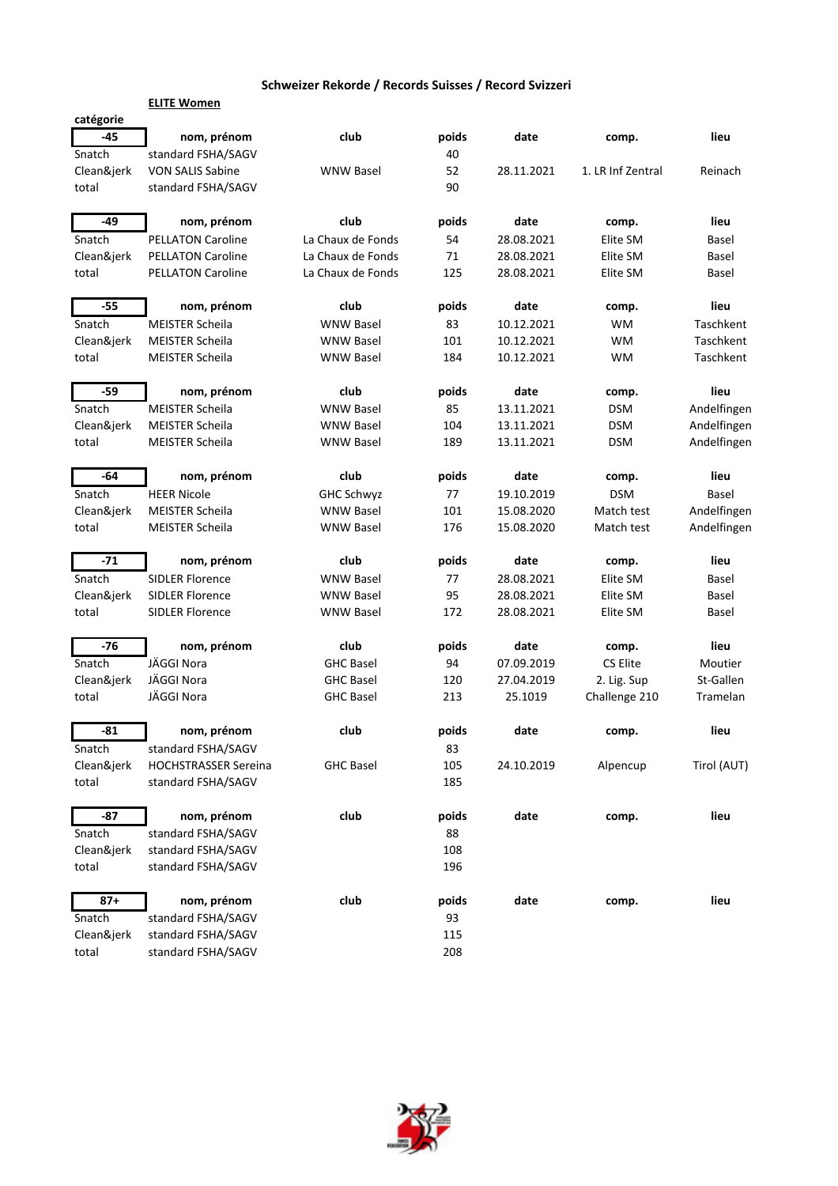# Schweizer Rekorde / Records Suisses / Record Svizzeri

**ELITE Women**

**catégorie**

| -45 | nom, prénom | club | poids | date | comp. | lieu |
|---|---|---|---|---|---|---|
| Snatch | standard FSHA/SAGV | | 40 | | | |
| Clean&jerk | VON SALIS Sabine | WNW Basel | 52 | 28.11.2021 | 1. LR Inf Zentral | Reinach |
| total | standard FSHA/SAGV | | 90 | | | |

| -49 | nom, prénom | club | poids | date | comp. | lieu |
|---|---|---|---|---|---|---|
| Snatch | PELLATON Caroline | La Chaux de Fonds | 54 | 28.08.2021 | Elite SM | Basel |
| Clean&jerk | PELLATON Caroline | La Chaux de Fonds | 71 | 28.08.2021 | Elite SM | Basel |
| total | PELLATON Caroline | La Chaux de Fonds | 125 | 28.08.2021 | Elite SM | Basel |

| -55 | nom, prénom | club | poids | date | comp. | lieu |
|---|---|---|---|---|---|---|
| Snatch | MEISTER Scheila | WNW Basel | 83 | 10.12.2021 | WM | Taschkent |
| Clean&jerk | MEISTER Scheila | WNW Basel | 101 | 10.12.2021 | WM | Taschkent |
| total | MEISTER Scheila | WNW Basel | 184 | 10.12.2021 | WM | Taschkent |

| -59 | nom, prénom | club | poids | date | comp. | lieu |
|---|---|---|---|---|---|---|
| Snatch | MEISTER Scheila | WNW Basel | 85 | 13.11.2021 | DSM | Andelfingen |
| Clean&jerk | MEISTER Scheila | WNW Basel | 104 | 13.11.2021 | DSM | Andelfingen |
| total | MEISTER Scheila | WNW Basel | 189 | 13.11.2021 | DSM | Andelfingen |

| -64 | nom, prénom | club | poids | date | comp. | lieu |
|---|---|---|---|---|---|---|
| Snatch | HEER Nicole | GHC Schwyz | 77 | 19.10.2019 | DSM | Basel |
| Clean&jerk | MEISTER Scheila | WNW Basel | 101 | 15.08.2020 | Match test | Andelfingen |
| total | MEISTER Scheila | WNW Basel | 176 | 15.08.2020 | Match test | Andelfingen |

| -71 | nom, prénom | club | poids | date | comp. | lieu |
|---|---|---|---|---|---|---|
| Snatch | SIDLER Florence | WNW Basel | 77 | 28.08.2021 | Elite SM | Basel |
| Clean&jerk | SIDLER Florence | WNW Basel | 95 | 28.08.2021 | Elite SM | Basel |
| total | SIDLER Florence | WNW Basel | 172 | 28.08.2021 | Elite SM | Basel |

| -76 | nom, prénom | club | poids | date | comp. | lieu |
|---|---|---|---|---|---|---|
| Snatch | JÄGGI Nora | GHC Basel | 94 | 07.09.2019 | CS Elite | Moutier |
| Clean&jerk | JÄGGI Nora | GHC Basel | 120 | 27.04.2019 | 2. Lig. Sup | St-Gallen |
| total | JÄGGI Nora | GHC Basel | 213 | 25.1019 | Challenge 210 | Tramelan |

| -81 | nom, prénom | club | poids | date | comp. | lieu |
|---|---|---|---|---|---|---|
| Snatch | standard FSHA/SAGV | | 83 | | | |
| Clean&jerk | HOCHSTRASSER Sereina | GHC Basel | 105 | 24.10.2019 | Alpencup | Tirol (AUT) |
| total | standard FSHA/SAGV | | 185 | | | |

| -87 | nom, prénom | club | poids | date | comp. | lieu |
|---|---|---|---|---|---|---|
| Snatch | standard FSHA/SAGV | | 88 | | | |
| Clean&jerk | standard FSHA/SAGV | | 108 | | | |
| total | standard FSHA/SAGV | | 196 | | | |

| 87+ | nom, prénom | club | poids | date | comp. | lieu |
|---|---|---|---|---|---|---|
| Snatch | standard FSHA/SAGV | | 93 | | | |
| Clean&jerk | standard FSHA/SAGV | | 115 | | | |
| total | standard FSHA/SAGV | | 208 | | | |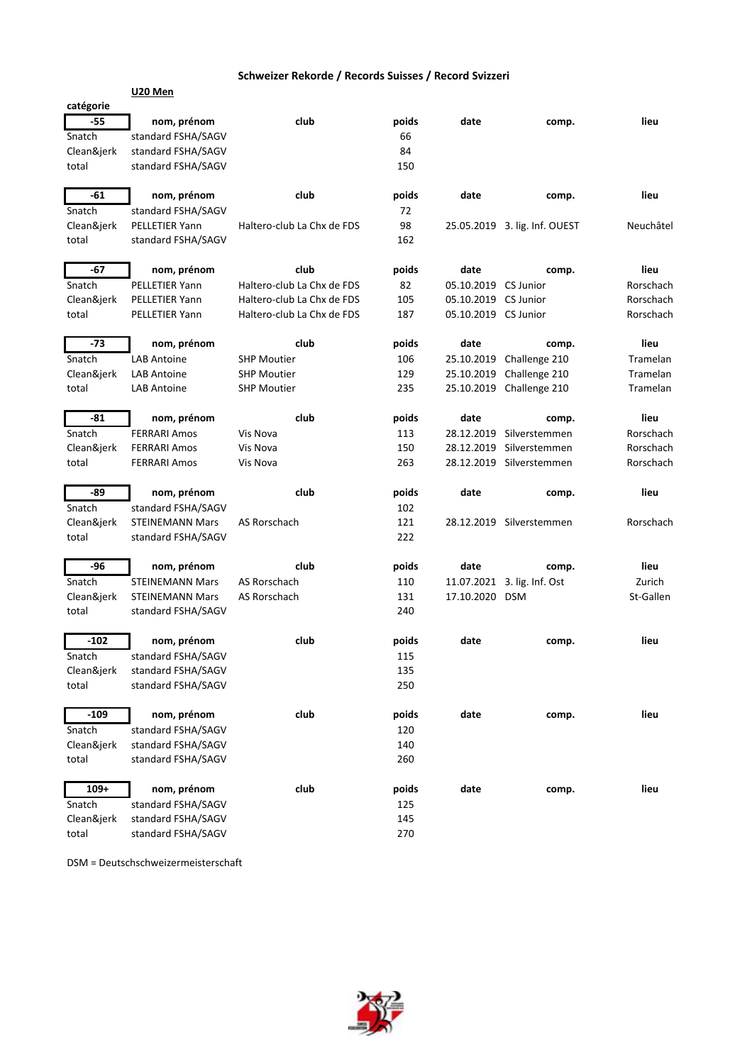## Schweizer Rekorde / Records Suisses / Record Svizzeri

**U20 Men**

**catégorie**

| -55 | nom, prénom | club | poids | date | comp. | lieu |
|---|---|---|---|---|---|---|
| Snatch | standard FSHA/SAGV | | 66 | | | |
| Clean&jerk | standard FSHA/SAGV | | 84 | | | |
| total | standard FSHA/SAGV | | 150 | | | |

| -61 | nom, prénom | club | poids | date | comp. | lieu |
|---|---|---|---|---|---|---|
| Snatch | standard FSHA/SAGV | | 72 | | | |
| Clean&jerk | PELLETIER Yann | Haltero-club La Chx de FDS | 98 | 25.05.2019 | 3. lig. Inf. OUEST | Neuchâtel |
| total | standard FSHA/SAGV | | 162 | | | |

| -67 | nom, prénom | club | poids | date | comp. | lieu |
|---|---|---|---|---|---|---|
| Snatch | PELLETIER Yann | Haltero-club La Chx de FDS | 82 | 05.10.2019 | CS Junior | Rorschach |
| Clean&jerk | PELLETIER Yann | Haltero-club La Chx de FDS | 105 | 05.10.2019 | CS Junior | Rorschach |
| total | PELLETIER Yann | Haltero-club La Chx de FDS | 187 | 05.10.2019 | CS Junior | Rorschach |

| -73 | nom, prénom | club | poids | date | comp. | lieu |
|---|---|---|---|---|---|---|
| Snatch | LAB Antoine | SHP Moutier | 106 | 25.10.2019 | Challenge 210 | Tramelan |
| Clean&jerk | LAB Antoine | SHP Moutier | 129 | 25.10.2019 | Challenge 210 | Tramelan |
| total | LAB Antoine | SHP Moutier | 235 | 25.10.2019 | Challenge 210 | Tramelan |

| -81 | nom, prénom | club | poids | date | comp. | lieu |
|---|---|---|---|---|---|---|
| Snatch | FERRARI Amos | Vis Nova | 113 | 28.12.2019 | Silverstemmen | Rorschach |
| Clean&jerk | FERRARI Amos | Vis Nova | 150 | 28.12.2019 | Silverstemmen | Rorschach |
| total | FERRARI Amos | Vis Nova | 263 | 28.12.2019 | Silverstemmen | Rorschach |

| -89 | nom, prénom | club | poids | date | comp. | lieu |
|---|---|---|---|---|---|---|
| Snatch | standard FSHA/SAGV | | 102 | | | |
| Clean&jerk | STEINEMANN Mars | AS Rorschach | 121 | 28.12.2019 | Silverstemmen | Rorschach |
| total | standard FSHA/SAGV | | 222 | | | |

| -96 | nom, prénom | club | poids | date | comp. | lieu |
|---|---|---|---|---|---|---|
| Snatch | STEINEMANN Mars | AS Rorschach | 110 | 11.07.2021 | 3. lig. Inf. Ost | Zurich |
| Clean&jerk | STEINEMANN Mars | AS Rorschach | 131 | 17.10.2020 | DSM | St-Gallen |
| total | standard FSHA/SAGV | | 240 | | | |

| -102 | nom, prénom | club | poids | date | comp. | lieu |
|---|---|---|---|---|---|---|
| Snatch | standard FSHA/SAGV | | 115 | | | |
| Clean&jerk | standard FSHA/SAGV | | 135 | | | |
| total | standard FSHA/SAGV | | 250 | | | |

| -109 | nom, prénom | club | poids | date | comp. | lieu |
|---|---|---|---|---|---|---|
| Snatch | standard FSHA/SAGV | | 120 | | | |
| Clean&jerk | standard FSHA/SAGV | | 140 | | | |
| total | standard FSHA/SAGV | | 260 | | | |

| 109+ | nom, prénom | club | poids | date | comp. | lieu |
|---|---|---|---|---|---|---|
| Snatch | standard FSHA/SAGV | | 125 | | | |
| Clean&jerk | standard FSHA/SAGV | | 145 | | | |
| total | standard FSHA/SAGV | | 270 | | | |

DSM = Deutschschweizermeisterschaft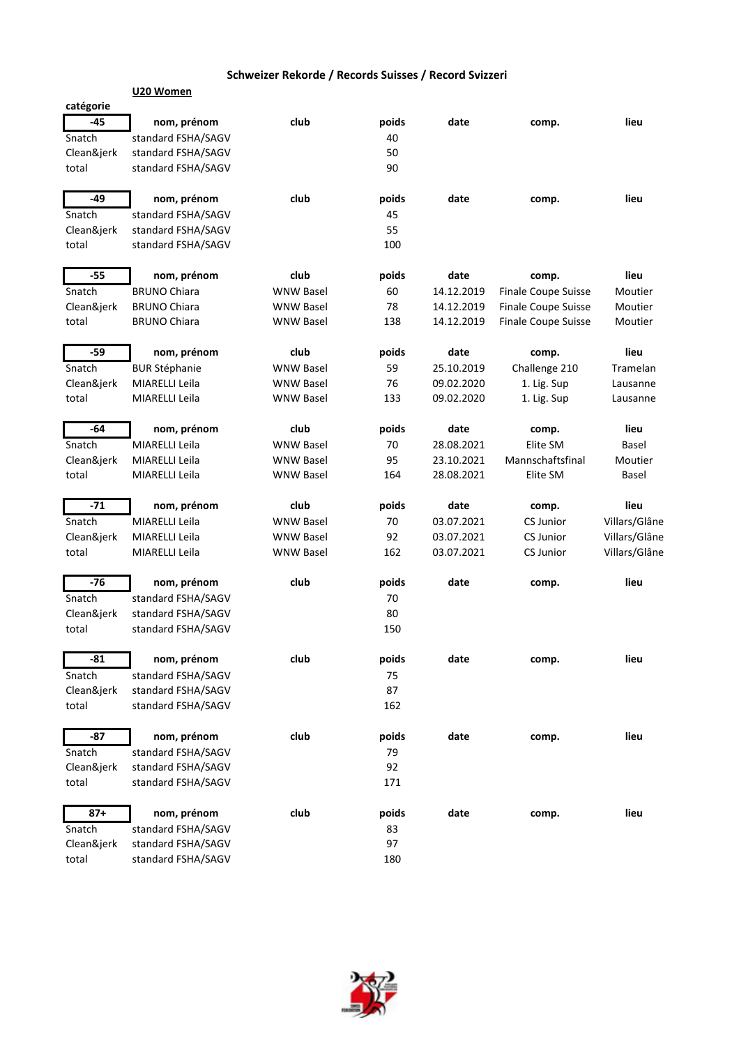# Schweizer Rekorde / Records Suisses / Record Svizzeri

**U20 Women**

**catégorie**

| -45 | nom, prénom | club | poids | date | comp. | lieu |
|---|---|---|---|---|---|---|
| Snatch | standard FSHA/SAGV | | 40 | | | |
| Clean&jerk | standard FSHA/SAGV | | 50 | | | |
| total | standard FSHA/SAGV | | 90 | | | |

| -49 | nom, prénom | club | poids | date | comp. | lieu |
|---|---|---|---|---|---|---|
| Snatch | standard FSHA/SAGV | | 45 | | | |
| Clean&jerk | standard FSHA/SAGV | | 55 | | | |
| total | standard FSHA/SAGV | | 100 | | | |

| -55 | nom, prénom | club | poids | date | comp. | lieu |
|---|---|---|---|---|---|---|
| Snatch | BRUNO Chiara | WNW Basel | 60 | 14.12.2019 | Finale Coupe Suisse | Moutier |
| Clean&jerk | BRUNO Chiara | WNW Basel | 78 | 14.12.2019 | Finale Coupe Suisse | Moutier |
| total | BRUNO Chiara | WNW Basel | 138 | 14.12.2019 | Finale Coupe Suisse | Moutier |

| -59 | nom, prénom | club | poids | date | comp. | lieu |
|---|---|---|---|---|---|---|
| Snatch | BUR Stéphanie | WNW Basel | 59 | 25.10.2019 | Challenge 210 | Tramelan |
| Clean&jerk | MIARELLI Leila | WNW Basel | 76 | 09.02.2020 | 1. Lig. Sup | Lausanne |
| total | MIARELLI Leila | WNW Basel | 133 | 09.02.2020 | 1. Lig. Sup | Lausanne |

| -64 | nom, prénom | club | poids | date | comp. | lieu |
|---|---|---|---|---|---|---|
| Snatch | MIARELLI Leila | WNW Basel | 70 | 28.08.2021 | Elite SM | Basel |
| Clean&jerk | MIARELLI Leila | WNW Basel | 95 | 23.10.2021 | Mannschaftsfinal | Moutier |
| total | MIARELLI Leila | WNW Basel | 164 | 28.08.2021 | Elite SM | Basel |

| -71 | nom, prénom | club | poids | date | comp. | lieu |
|---|---|---|---|---|---|---|
| Snatch | MIARELLI Leila | WNW Basel | 70 | 03.07.2021 | CS Junior | Villars/Glâne |
| Clean&jerk | MIARELLI Leila | WNW Basel | 92 | 03.07.2021 | CS Junior | Villars/Glâne |
| total | MIARELLI Leila | WNW Basel | 162 | 03.07.2021 | CS Junior | Villars/Glâne |

| -76 | nom, prénom | club | poids | date | comp. | lieu |
|---|---|---|---|---|---|---|
| Snatch | standard FSHA/SAGV | | 70 | | | |
| Clean&jerk | standard FSHA/SAGV | | 80 | | | |
| total | standard FSHA/SAGV | | 150 | | | |

| -81 | nom, prénom | club | poids | date | comp. | lieu |
|---|---|---|---|---|---|---|
| Snatch | standard FSHA/SAGV | | 75 | | | |
| Clean&jerk | standard FSHA/SAGV | | 87 | | | |
| total | standard FSHA/SAGV | | 162 | | | |

| -87 | nom, prénom | club | poids | date | comp. | lieu |
|---|---|---|---|---|---|---|
| Snatch | standard FSHA/SAGV | | 79 | | | |
| Clean&jerk | standard FSHA/SAGV | | 92 | | | |
| total | standard FSHA/SAGV | | 171 | | | |

| 87+ | nom, prénom | club | poids | date | comp. | lieu |
|---|---|---|---|---|---|---|
| Snatch | standard FSHA/SAGV | | 83 | | | |
| Clean&jerk | standard FSHA/SAGV | | 97 | | | |
| total | standard FSHA/SAGV | | 180 | | | |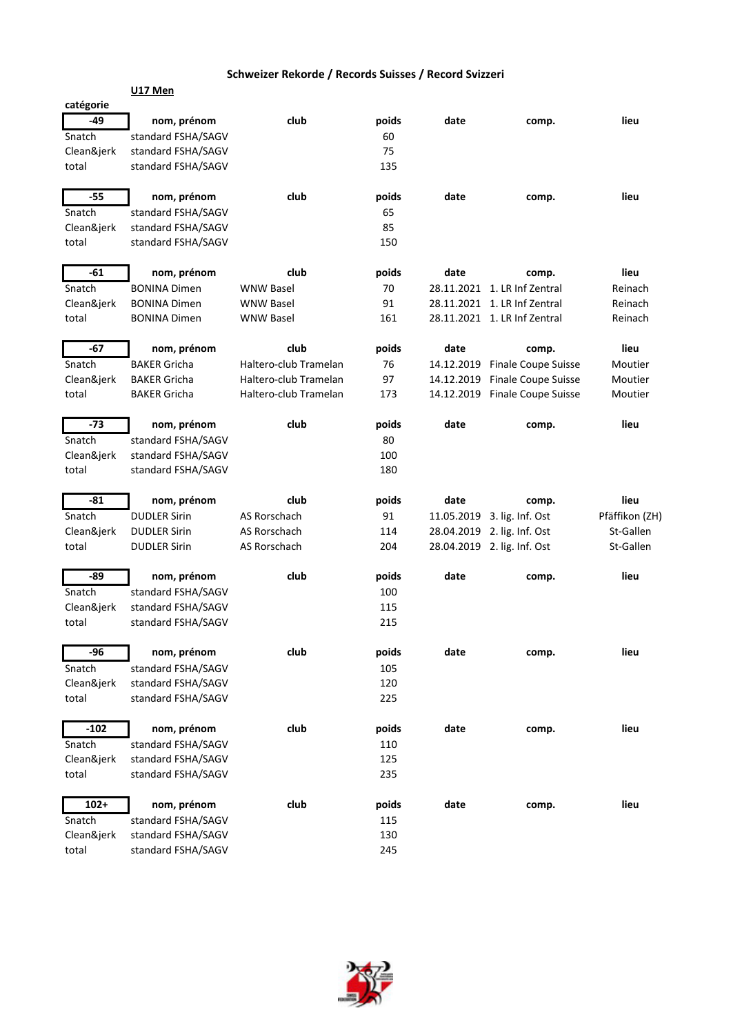# Schweizer Rekorde / Records Suisses / Record Svizzeri

## U17 Men

catégorie

| -49 | nom, prénom | club | poids | date | comp. | lieu |
|---|---|---|---|---|---|---|
| Snatch | standard FSHA/SAGV | | 60 | | | |
| Clean&jerk | standard FSHA/SAGV | | 75 | | | |
| total | standard FSHA/SAGV | | 135 | | | |

| -55 | nom, prénom | club | poids | date | comp. | lieu |
|---|---|---|---|---|---|---|
| Snatch | standard FSHA/SAGV | | 65 | | | |
| Clean&jerk | standard FSHA/SAGV | | 85 | | | |
| total | standard FSHA/SAGV | | 150 | | | |

| -61 | nom, prénom | club | poids | date | comp. | lieu |
|---|---|---|---|---|---|---|
| Snatch | BONINA Dimen | WNW Basel | 70 | 28.11.2021 | 1. LR Inf Zentral | Reinach |
| Clean&jerk | BONINA Dimen | WNW Basel | 91 | 28.11.2021 | 1. LR Inf Zentral | Reinach |
| total | BONINA Dimen | WNW Basel | 161 | 28.11.2021 | 1. LR Inf Zentral | Reinach |

| -67 | nom, prénom | club | poids | date | comp. | lieu |
|---|---|---|---|---|---|---|
| Snatch | BAKER Gricha | Haltero-club Tramelan | 76 | 14.12.2019 | Finale Coupe Suisse | Moutier |
| Clean&jerk | BAKER Gricha | Haltero-club Tramelan | 97 | 14.12.2019 | Finale Coupe Suisse | Moutier |
| total | BAKER Gricha | Haltero-club Tramelan | 173 | 14.12.2019 | Finale Coupe Suisse | Moutier |

| -73 | nom, prénom | club | poids | date | comp. | lieu |
|---|---|---|---|---|---|---|
| Snatch | standard FSHA/SAGV | | 80 | | | |
| Clean&jerk | standard FSHA/SAGV | | 100 | | | |
| total | standard FSHA/SAGV | | 180 | | | |

| -81 | nom, prénom | club | poids | date | comp. | lieu |
|---|---|---|---|---|---|---|
| Snatch | DUDLER Sirin | AS Rorschach | 91 | 11.05.2019 | 3. lig. Inf. Ost | Pfäffikon (ZH) |
| Clean&jerk | DUDLER Sirin | AS Rorschach | 114 | 28.04.2019 | 2. lig. Inf. Ost | St-Gallen |
| total | DUDLER Sirin | AS Rorschach | 204 | 28.04.2019 | 2. lig. Inf. Ost | St-Gallen |

| -89 | nom, prénom | club | poids | date | comp. | lieu |
|---|---|---|---|---|---|---|
| Snatch | standard FSHA/SAGV | | 100 | | | |
| Clean&jerk | standard FSHA/SAGV | | 115 | | | |
| total | standard FSHA/SAGV | | 215 | | | |

| -96 | nom, prénom | club | poids | date | comp. | lieu |
|---|---|---|---|---|---|---|
| Snatch | standard FSHA/SAGV | | 105 | | | |
| Clean&jerk | standard FSHA/SAGV | | 120 | | | |
| total | standard FSHA/SAGV | | 225 | | | |

| -102 | nom, prénom | club | poids | date | comp. | lieu |
|---|---|---|---|---|---|---|
| Snatch | standard FSHA/SAGV | | 110 | | | |
| Clean&jerk | standard FSHA/SAGV | | 125 | | | |
| total | standard FSHA/SAGV | | 235 | | | |

| 102+ | nom, prénom | club | poids | date | comp. | lieu |
|---|---|---|---|---|---|---|
| Snatch | standard FSHA/SAGV | | 115 | | | |
| Clean&jerk | standard FSHA/SAGV | | 130 | | | |
| total | standard FSHA/SAGV | | 245 | | | |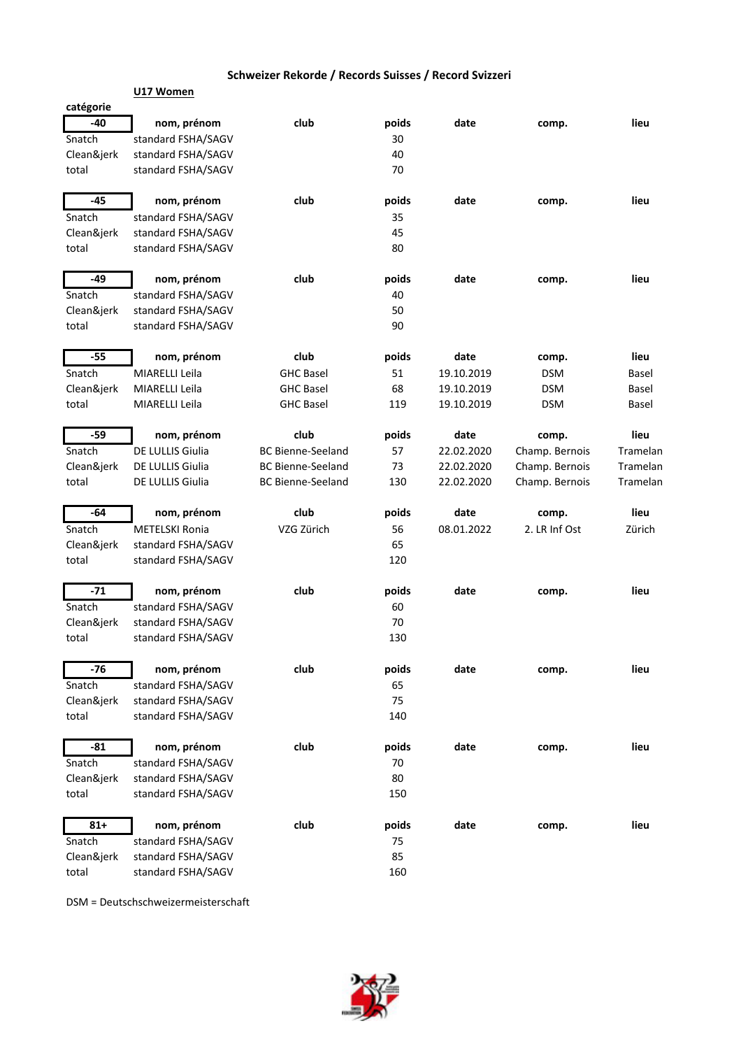## Schweizer Rekorde / Records Suisses / Record Svizzeri

**U17 Women**

**catégorie**

| -40 | nom, prénom | club | poids | date | comp. | lieu |
|---|---|---|---|---|---|---|
| Snatch | standard FSHA/SAGV | | 30 | | | |
| Clean&jerk | standard FSHA/SAGV | | 40 | | | |
| total | standard FSHA/SAGV | | 70 | | | |

| -45 | nom, prénom | club | poids | date | comp. | lieu |
|---|---|---|---|---|---|---|
| Snatch | standard FSHA/SAGV | | 35 | | | |
| Clean&jerk | standard FSHA/SAGV | | 45 | | | |
| total | standard FSHA/SAGV | | 80 | | | |

| -49 | nom, prénom | club | poids | date | comp. | lieu |
|---|---|---|---|---|---|---|
| Snatch | standard FSHA/SAGV | | 40 | | | |
| Clean&jerk | standard FSHA/SAGV | | 50 | | | |
| total | standard FSHA/SAGV | | 90 | | | |

| -55 | nom, prénom | club | poids | date | comp. | lieu |
|---|---|---|---|---|---|---|
| Snatch | MIARELLI Leila | GHC Basel | 51 | 19.10.2019 | DSM | Basel |
| Clean&jerk | MIARELLI Leila | GHC Basel | 68 | 19.10.2019 | DSM | Basel |
| total | MIARELLI Leila | GHC Basel | 119 | 19.10.2019 | DSM | Basel |

| -59 | nom, prénom | club | poids | date | comp. | lieu |
|---|---|---|---|---|---|---|
| Snatch | DE LULLIS Giulia | BC Bienne-Seeland | 57 | 22.02.2020 | Champ. Bernois | Tramelan |
| Clean&jerk | DE LULLIS Giulia | BC Bienne-Seeland | 73 | 22.02.2020 | Champ. Bernois | Tramelan |
| total | DE LULLIS Giulia | BC Bienne-Seeland | 130 | 22.02.2020 | Champ. Bernois | Tramelan |

| -64 | nom, prénom | club | poids | date | comp. | lieu |
|---|---|---|---|---|---|---|
| Snatch | METELSKI Ronia | VZG Zürich | 56 | 08.01.2022 | 2. LR Inf Ost | Zürich |
| Clean&jerk | standard FSHA/SAGV | | 65 | | | |
| total | standard FSHA/SAGV | | 120 | | | |

| -71 | nom, prénom | club | poids | date | comp. | lieu |
|---|---|---|---|---|---|---|
| Snatch | standard FSHA/SAGV | | 60 | | | |
| Clean&jerk | standard FSHA/SAGV | | 70 | | | |
| total | standard FSHA/SAGV | | 130 | | | |

| -76 | nom, prénom | club | poids | date | comp. | lieu |
|---|---|---|---|---|---|---|
| Snatch | standard FSHA/SAGV | | 65 | | | |
| Clean&jerk | standard FSHA/SAGV | | 75 | | | |
| total | standard FSHA/SAGV | | 140 | | | |

| -81 | nom, prénom | club | poids | date | comp. | lieu |
|---|---|---|---|---|---|---|
| Snatch | standard FSHA/SAGV | | 70 | | | |
| Clean&jerk | standard FSHA/SAGV | | 80 | | | |
| total | standard FSHA/SAGV | | 150 | | | |

| 81+ | nom, prénom | club | poids | date | comp. | lieu |
|---|---|---|---|---|---|---|
| Snatch | standard FSHA/SAGV | | 75 | | | |
| Clean&jerk | standard FSHA/SAGV | | 85 | | | |
| total | standard FSHA/SAGV | | 160 | | | |

DSM = Deutschschweizermeisterschaft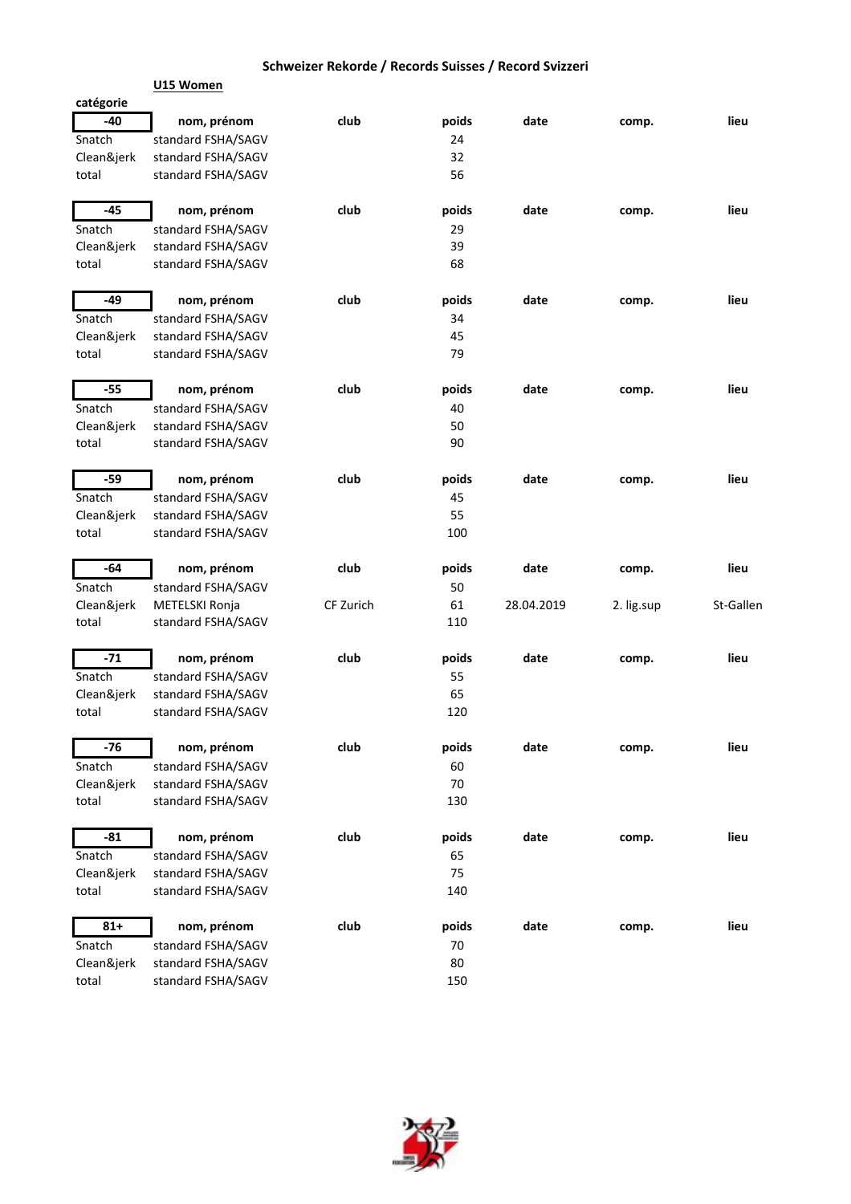**Schweizer Rekorde / Records Suisses / Record Svizzeri**

**U15 Women**

**catégorie**

| -40 | nom, prénom | club | poids | date | comp. | lieu |
|---|---|---|---|---|---|---|
| Snatch | standard FSHA/SAGV | | 24 | | | |
| Clean&jerk | standard FSHA/SAGV | | 32 | | | |
| total | standard FSHA/SAGV | | 56 | | | |

| -45 | nom, prénom | club | poids | date | comp. | lieu |
|---|---|---|---|---|---|---|
| Snatch | standard FSHA/SAGV | | 29 | | | |
| Clean&jerk | standard FSHA/SAGV | | 39 | | | |
| total | standard FSHA/SAGV | | 68 | | | |

| -49 | nom, prénom | club | poids | date | comp. | lieu |
|---|---|---|---|---|---|---|
| Snatch | standard FSHA/SAGV | | 34 | | | |
| Clean&jerk | standard FSHA/SAGV | | 45 | | | |
| total | standard FSHA/SAGV | | 79 | | | |

| -55 | nom, prénom | club | poids | date | comp. | lieu |
|---|---|---|---|---|---|---|
| Snatch | standard FSHA/SAGV | | 40 | | | |
| Clean&jerk | standard FSHA/SAGV | | 50 | | | |
| total | standard FSHA/SAGV | | 90 | | | |

| -59 | nom, prénom | club | poids | date | comp. | lieu |
|---|---|---|---|---|---|---|
| Snatch | standard FSHA/SAGV | | 45 | | | |
| Clean&jerk | standard FSHA/SAGV | | 55 | | | |
| total | standard FSHA/SAGV | | 100 | | | |

| -64 | nom, prénom | club | poids | date | comp. | lieu |
|---|---|---|---|---|---|---|
| Snatch | standard FSHA/SAGV | | 50 | | | |
| Clean&jerk | METELSKI Ronja | CF Zurich | 61 | 28.04.2019 | 2. lig.sup | St-Gallen |
| total | standard FSHA/SAGV | | 110 | | | |

| -71 | nom, prénom | club | poids | date | comp. | lieu |
|---|---|---|---|---|---|---|
| Snatch | standard FSHA/SAGV | | 55 | | | |
| Clean&jerk | standard FSHA/SAGV | | 65 | | | |
| total | standard FSHA/SAGV | | 120 | | | |

| -76 | nom, prénom | club | poids | date | comp. | lieu |
|---|---|---|---|---|---|---|
| Snatch | standard FSHA/SAGV | | 60 | | | |
| Clean&jerk | standard FSHA/SAGV | | 70 | | | |
| total | standard FSHA/SAGV | | 130 | | | |

| -81 | nom, prénom | club | poids | date | comp. | lieu |
|---|---|---|---|---|---|---|
| Snatch | standard FSHA/SAGV | | 65 | | | |
| Clean&jerk | standard FSHA/SAGV | | 75 | | | |
| total | standard FSHA/SAGV | | 140 | | | |

| 81+ | nom, prénom | club | poids | date | comp. | lieu |
|---|---|---|---|---|---|---|
| Snatch | standard FSHA/SAGV | | 70 | | | |
| Clean&jerk | standard FSHA/SAGV | | 80 | | | |
| total | standard FSHA/SAGV | | 150 | | | |